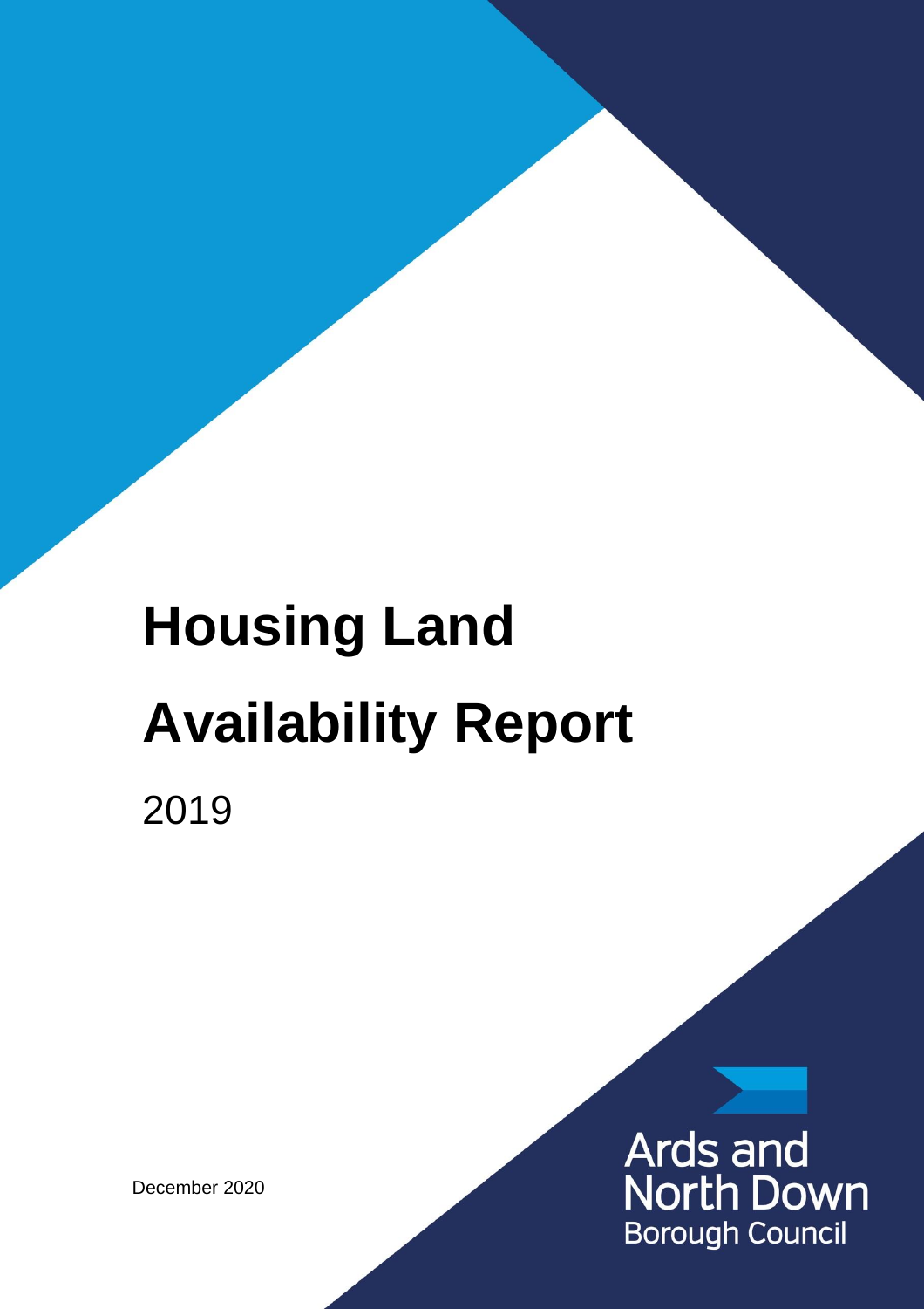# Housing Land Availability Report

2019

December 2020

Ards and North Down Borough Council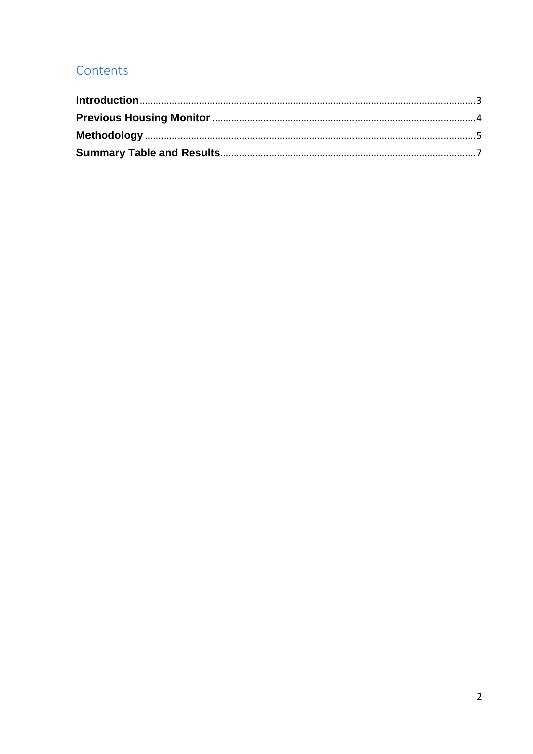# Contents

**Introduction** ..................................................................................................................... 3

**Previous Housing Monitor** ............................................................................................... 4

**Methodology** ..................................................................................................................... 5

**Summary Table and Results** ........................................................................................... 7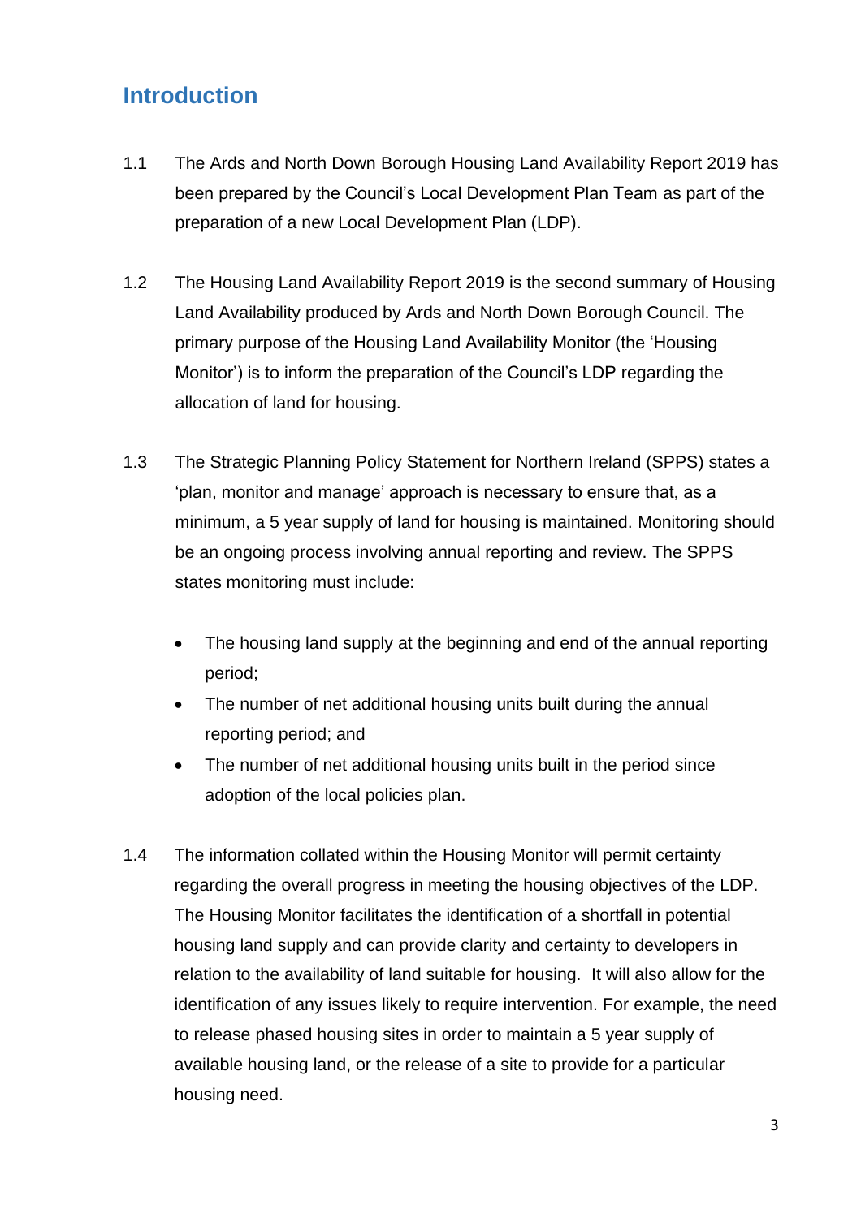## Introduction

1.1 The Ards and North Down Borough Housing Land Availability Report 2019 has been prepared by the Council's Local Development Plan Team as part of the preparation of a new Local Development Plan (LDP).

1.2 The Housing Land Availability Report 2019 is the second summary of Housing Land Availability produced by Ards and North Down Borough Council. The primary purpose of the Housing Land Availability Monitor (the 'Housing Monitor') is to inform the preparation of the Council's LDP regarding the allocation of land for housing.

1.3 The Strategic Planning Policy Statement for Northern Ireland (SPPS) states a 'plan, monitor and manage' approach is necessary to ensure that, as a minimum, a 5 year supply of land for housing is maintained. Monitoring should be an ongoing process involving annual reporting and review. The SPPS states monitoring must include:

- The housing land supply at the beginning and end of the annual reporting period;
- The number of net additional housing units built during the annual reporting period; and
- The number of net additional housing units built in the period since adoption of the local policies plan.

1.4 The information collated within the Housing Monitor will permit certainty regarding the overall progress in meeting the housing objectives of the LDP. The Housing Monitor facilitates the identification of a shortfall in potential housing land supply and can provide clarity and certainty to developers in relation to the availability of land suitable for housing. It will also allow for the identification of any issues likely to require intervention. For example, the need to release phased housing sites in order to maintain a 5 year supply of available housing land, or the release of a site to provide for a particular housing need.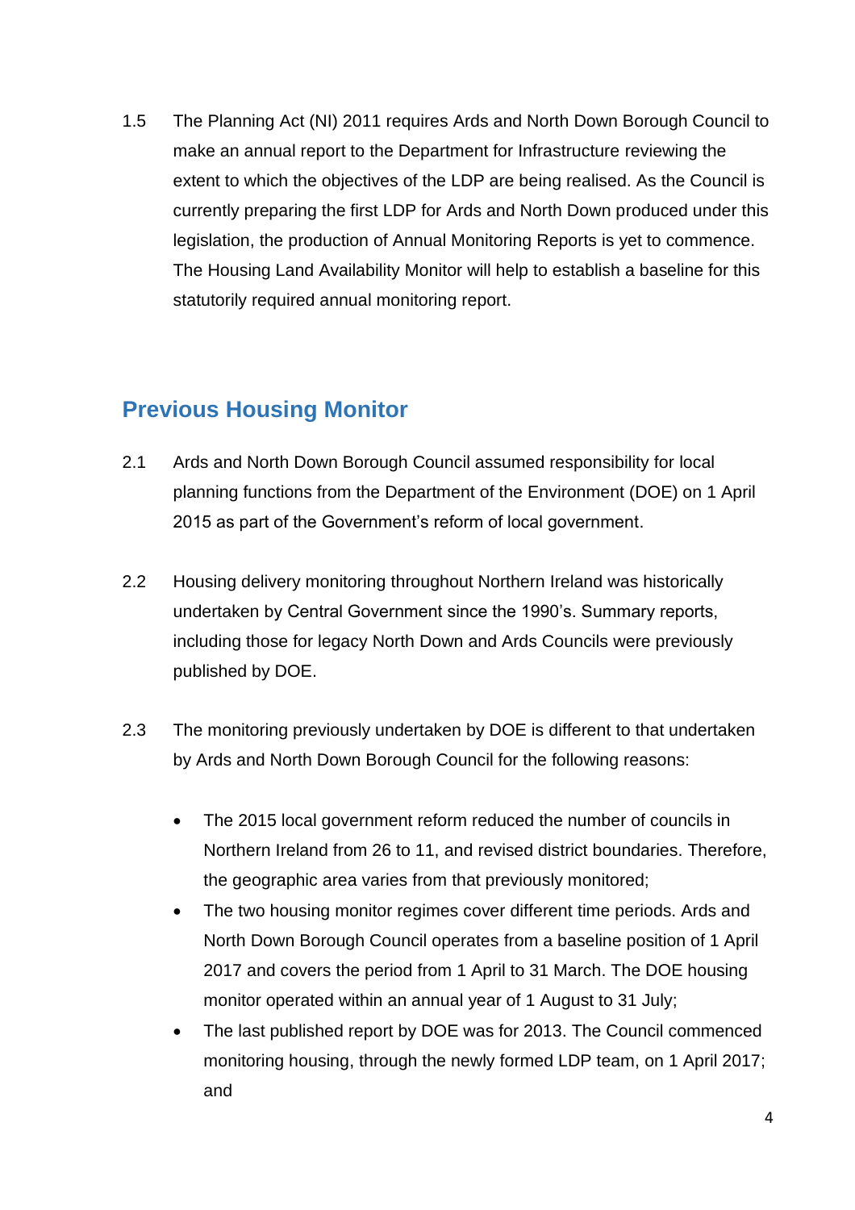1.5 The Planning Act (NI) 2011 requires Ards and North Down Borough Council to make an annual report to the Department for Infrastructure reviewing the extent to which the objectives of the LDP are being realised. As the Council is currently preparing the first LDP for Ards and North Down produced under this legislation, the production of Annual Monitoring Reports is yet to commence. The Housing Land Availability Monitor will help to establish a baseline for this statutorily required annual monitoring report.

## Previous Housing Monitor

2.1 Ards and North Down Borough Council assumed responsibility for local planning functions from the Department of the Environment (DOE) on 1 April 2015 as part of the Government's reform of local government.

2.2 Housing delivery monitoring throughout Northern Ireland was historically undertaken by Central Government since the 1990's. Summary reports, including those for legacy North Down and Ards Councils were previously published by DOE.

2.3 The monitoring previously undertaken by DOE is different to that undertaken by Ards and North Down Borough Council for the following reasons:

- The 2015 local government reform reduced the number of councils in Northern Ireland from 26 to 11, and revised district boundaries. Therefore, the geographic area varies from that previously monitored;
- The two housing monitor regimes cover different time periods. Ards and North Down Borough Council operates from a baseline position of 1 April 2017 and covers the period from 1 April to 31 March. The DOE housing monitor operated within an annual year of 1 August to 31 July;
- The last published report by DOE was for 2013. The Council commenced monitoring housing, through the newly formed LDP team, on 1 April 2017; and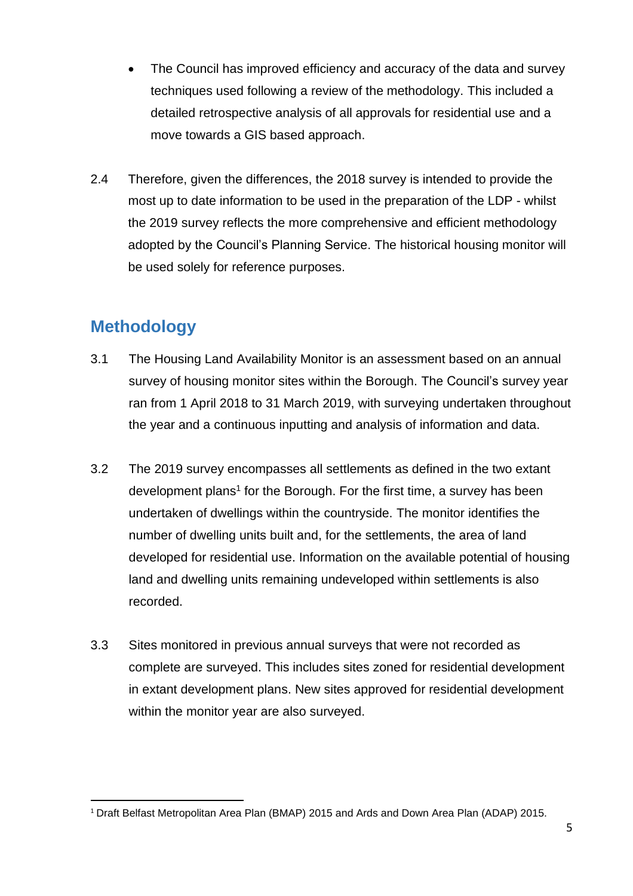- The Council has improved efficiency and accuracy of the data and survey techniques used following a review of the methodology. This included a detailed retrospective analysis of all approvals for residential use and a move towards a GIS based approach.

2.4 Therefore, given the differences, the 2018 survey is intended to provide the most up to date information to be used in the preparation of the LDP - whilst the 2019 survey reflects the more comprehensive and efficient methodology adopted by the Council's Planning Service. The historical housing monitor will be used solely for reference purposes.

## Methodology

3.1 The Housing Land Availability Monitor is an assessment based on an annual survey of housing monitor sites within the Borough. The Council's survey year ran from 1 April 2018 to 31 March 2019, with surveying undertaken throughout the year and a continuous inputting and analysis of information and data.

3.2 The 2019 survey encompasses all settlements as defined in the two extant development plans[1] for the Borough. For the first time, a survey has been undertaken of dwellings within the countryside. The monitor identifies the number of dwelling units built and, for the settlements, the area of land developed for residential use. Information on the available potential of housing land and dwelling units remaining undeveloped within settlements is also recorded.

3.3 Sites monitored in previous annual surveys that were not recorded as complete are surveyed. This includes sites zoned for residential development in extant development plans. New sites approved for residential development within the monitor year are also surveyed.

---

[1] Draft Belfast Metropolitan Area Plan (BMAP) 2015 and Ards and Down Area Plan (ADAP) 2015.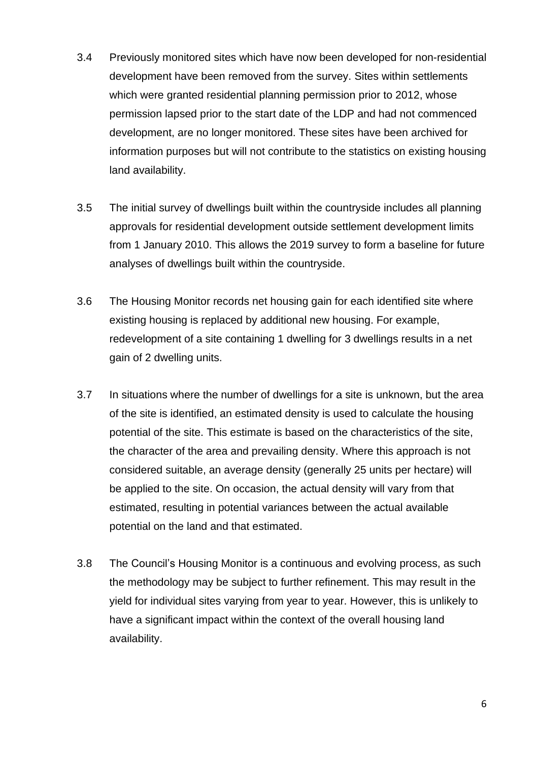3.4 Previously monitored sites which have now been developed for non-residential development have been removed from the survey. Sites within settlements which were granted residential planning permission prior to 2012, whose permission lapsed prior to the start date of the LDP and had not commenced development, are no longer monitored. These sites have been archived for information purposes but will not contribute to the statistics on existing housing land availability.

3.5 The initial survey of dwellings built within the countryside includes all planning approvals for residential development outside settlement development limits from 1 January 2010. This allows the 2019 survey to form a baseline for future analyses of dwellings built within the countryside.

3.6 The Housing Monitor records net housing gain for each identified site where existing housing is replaced by additional new housing. For example, redevelopment of a site containing 1 dwelling for 3 dwellings results in a net gain of 2 dwelling units.

3.7 In situations where the number of dwellings for a site is unknown, but the area of the site is identified, an estimated density is used to calculate the housing potential of the site. This estimate is based on the characteristics of the site, the character of the area and prevailing density. Where this approach is not considered suitable, an average density (generally 25 units per hectare) will be applied to the site. On occasion, the actual density will vary from that estimated, resulting in potential variances between the actual available potential on the land and that estimated.

3.8 The Council's Housing Monitor is a continuous and evolving process, as such the methodology may be subject to further refinement. This may result in the yield for individual sites varying from year to year. However, this is unlikely to have a significant impact within the context of the overall housing land availability.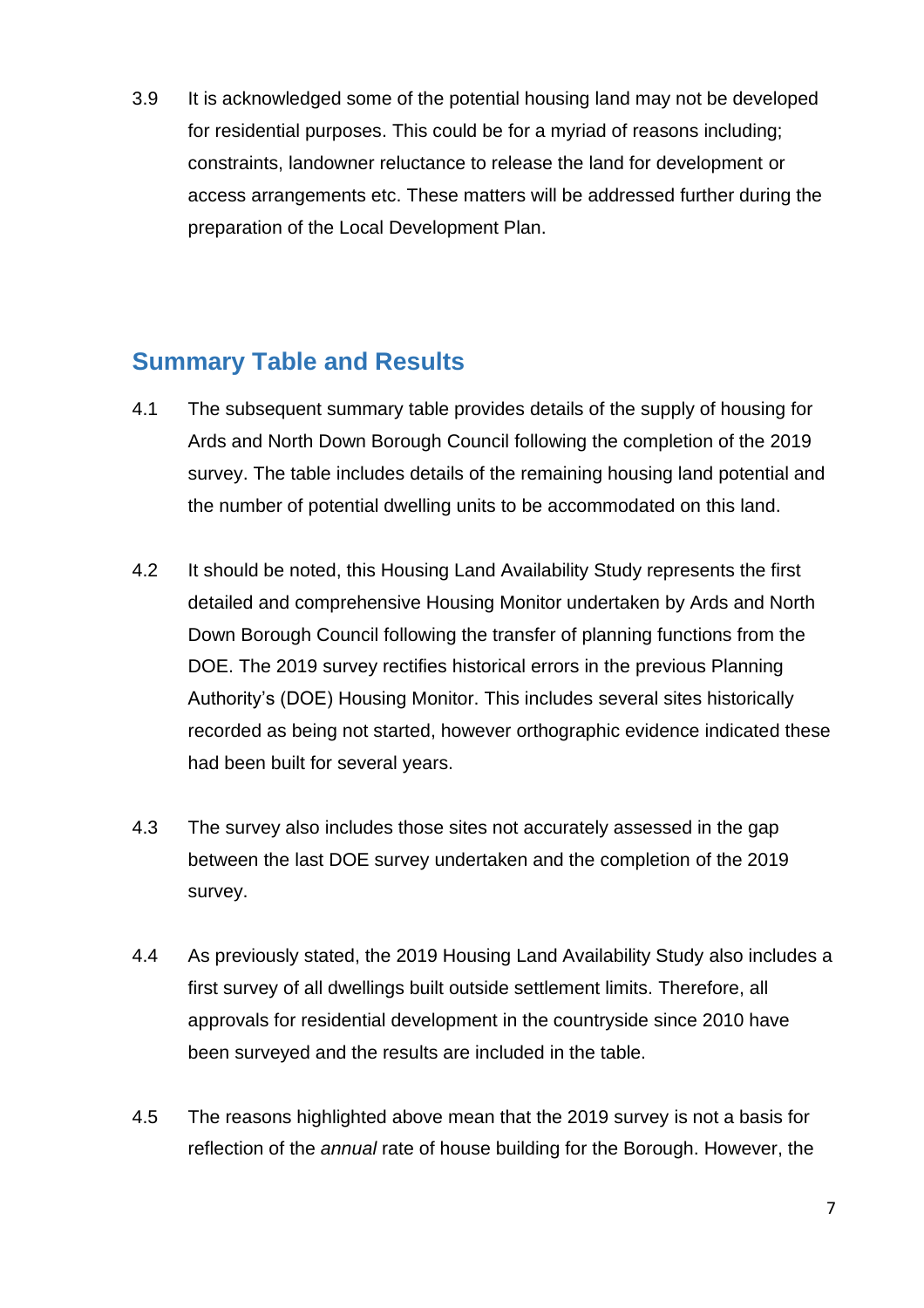3.9 It is acknowledged some of the potential housing land may not be developed for residential purposes. This could be for a myriad of reasons including; constraints, landowner reluctance to release the land for development or access arrangements etc. These matters will be addressed further during the preparation of the Local Development Plan.

## Summary Table and Results

4.1 The subsequent summary table provides details of the supply of housing for Ards and North Down Borough Council following the completion of the 2019 survey. The table includes details of the remaining housing land potential and the number of potential dwelling units to be accommodated on this land.

4.2 It should be noted, this Housing Land Availability Study represents the first detailed and comprehensive Housing Monitor undertaken by Ards and North Down Borough Council following the transfer of planning functions from the DOE. The 2019 survey rectifies historical errors in the previous Planning Authority's (DOE) Housing Monitor. This includes several sites historically recorded as being not started, however orthographic evidence indicated these had been built for several years.

4.3 The survey also includes those sites not accurately assessed in the gap between the last DOE survey undertaken and the completion of the 2019 survey.

4.4 As previously stated, the 2019 Housing Land Availability Study also includes a first survey of all dwellings built outside settlement limits. Therefore, all approvals for residential development in the countryside since 2010 have been surveyed and the results are included in the table.

4.5 The reasons highlighted above mean that the 2019 survey is not a basis for reflection of the *annual* rate of house building for the Borough. However, the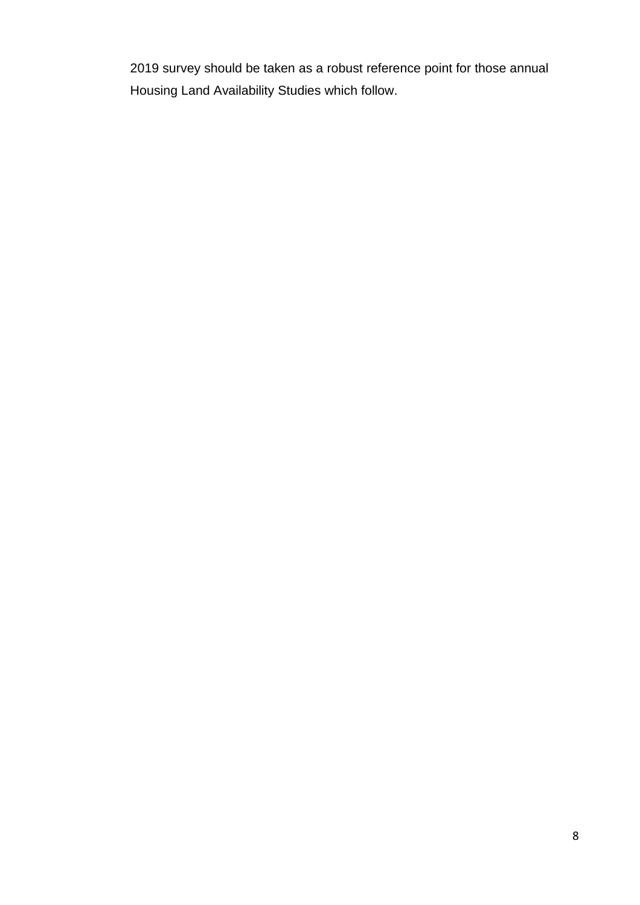2019 survey should be taken as a robust reference point for those annual Housing Land Availability Studies which follow.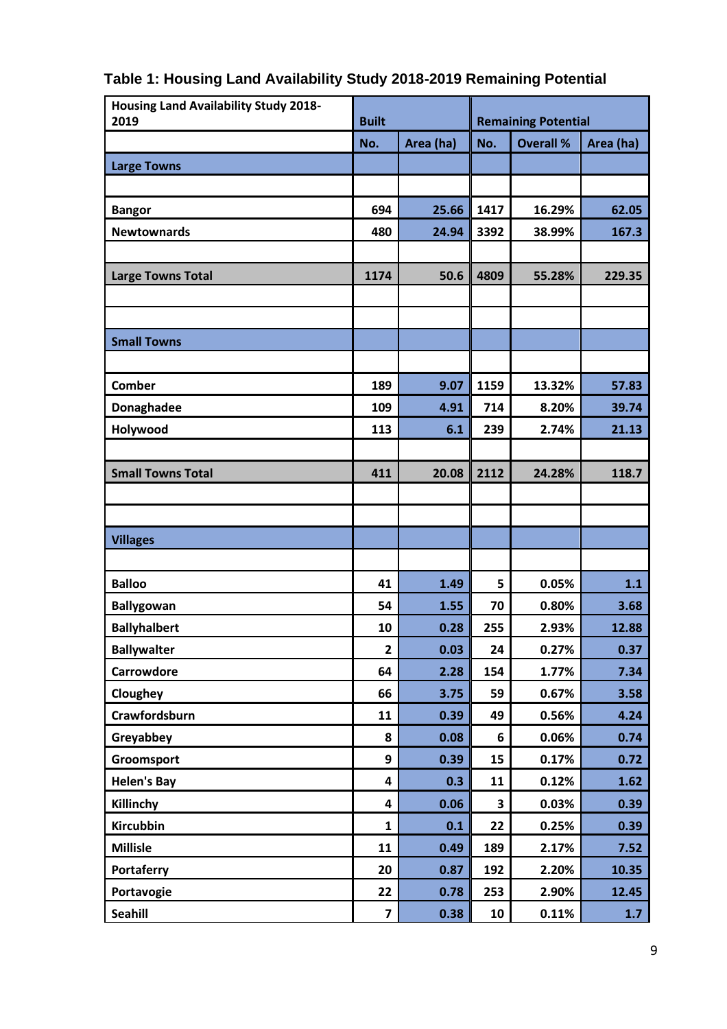### Table 1: Housing Land Availability Study 2018-2019 Remaining Potential

| Housing Land Availability Study 2018-2019 | Built | | Remaining Potential | | |
|---|---|---|---|---|---|
| | No. | Area (ha) | No. | Overall % | Area (ha) |
| **Large Towns** | | | | | |
| | | | | | |
| **Bangor** | 694 | 25.66 | 1417 | 16.29% | 62.05 |
| **Newtownards** | 480 | 24.94 | 3392 | 38.99% | 167.3 |
| | | | | | |
| **Large Towns Total** | 1174 | 50.6 | 4809 | 55.28% | 229.35 |
| | | | | | |
| | | | | | |
| **Small Towns** | | | | | |
| | | | | | |
| **Comber** | 189 | 9.07 | 1159 | 13.32% | 57.83 |
| **Donaghadee** | 109 | 4.91 | 714 | 8.20% | 39.74 |
| **Holywood** | 113 | 6.1 | 239 | 2.74% | 21.13 |
| | | | | | |
| **Small Towns Total** | 411 | 20.08 | 2112 | 24.28% | 118.7 |
| | | | | | |
| | | | | | |
| **Villages** | | | | | |
| | | | | | |
| **Balloo** | 41 | 1.49 | 5 | 0.05% | 1.1 |
| **Ballygowan** | 54 | 1.55 | 70 | 0.80% | 3.68 |
| **Ballyhalbert** | 10 | 0.28 | 255 | 2.93% | 12.88 |
| **Ballywalter** | 2 | 0.03 | 24 | 0.27% | 0.37 |
| **Carrowdore** | 64 | 2.28 | 154 | 1.77% | 7.34 |
| **Cloughey** | 66 | 3.75 | 59 | 0.67% | 3.58 |
| **Crawfordsburn** | 11 | 0.39 | 49 | 0.56% | 4.24 |
| **Greyabbey** | 8 | 0.08 | 6 | 0.06% | 0.74 |
| **Groomsport** | 9 | 0.39 | 15 | 0.17% | 0.72 |
| **Helen's Bay** | 4 | 0.3 | 11 | 0.12% | 1.62 |
| **Killinchy** | 4 | 0.06 | 3 | 0.03% | 0.39 |
| **Kircubbin** | 1 | 0.1 | 22 | 0.25% | 0.39 |
| **Millisle** | 11 | 0.49 | 189 | 2.17% | 7.52 |
| **Portaferry** | 20 | 0.87 | 192 | 2.20% | 10.35 |
| **Portavogie** | 22 | 0.78 | 253 | 2.90% | 12.45 |
| **Seahill** | 7 | 0.38 | 10 | 0.11% | 1.7 |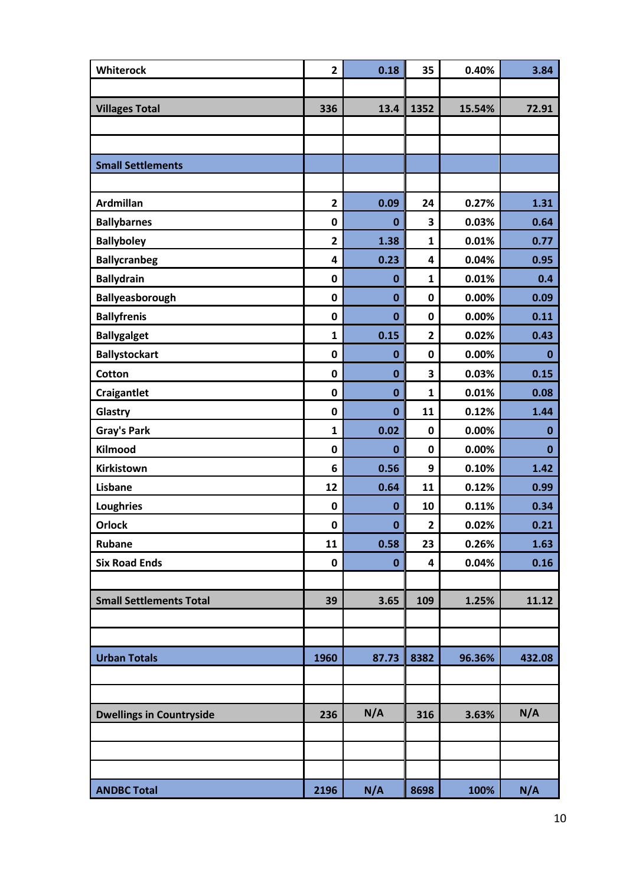| | | | | | |
|---|---|---|---|---|---|
| **Whiterock** | **2** | **0.18** | **35** | **0.40%** | **3.84** |
| | | | | | |
| **Villages Total** | **336** | **13.4** | **1352** | **15.54%** | **72.91** |
| | | | | | |
| | | | | | |
| **Small Settlements** | | | | | |
| | | | | | |
| **Ardmillan** | **2** | **0.09** | **24** | **0.27%** | **1.31** |
| **Ballybarnes** | **0** | **0** | **3** | **0.03%** | **0.64** |
| **Ballyboley** | **2** | **1.38** | **1** | **0.01%** | **0.77** |
| **Ballycranbeg** | **4** | **0.23** | **4** | **0.04%** | **0.95** |
| **Ballydrain** | **0** | **0** | **1** | **0.01%** | **0.4** |
| **Ballyeasborough** | **0** | **0** | **0** | **0.00%** | **0.09** |
| **Ballyfrenis** | **0** | **0** | **0** | **0.00%** | **0.11** |
| **Ballygalget** | **1** | **0.15** | **2** | **0.02%** | **0.43** |
| **Ballystockart** | **0** | **0** | **0** | **0.00%** | **0** |
| **Cotton** | **0** | **0** | **3** | **0.03%** | **0.15** |
| **Craigantlet** | **0** | **0** | **1** | **0.01%** | **0.08** |
| **Glastry** | **0** | **0** | **11** | **0.12%** | **1.44** |
| **Gray's Park** | **1** | **0.02** | **0** | **0.00%** | **0** |
| **Kilmood** | **0** | **0** | **0** | **0.00%** | **0** |
| **Kirkistown** | **6** | **0.56** | **9** | **0.10%** | **1.42** |
| **Lisbane** | **12** | **0.64** | **11** | **0.12%** | **0.99** |
| **Loughries** | **0** | **0** | **10** | **0.11%** | **0.34** |
| **Orlock** | **0** | **0** | **2** | **0.02%** | **0.21** |
| **Rubane** | **11** | **0.58** | **23** | **0.26%** | **1.63** |
| **Six Road Ends** | **0** | **0** | **4** | **0.04%** | **0.16** |
| | | | | | |
| **Small Settlements Total** | **39** | **3.65** | **109** | **1.25%** | **11.12** |
| | | | | | |
| | | | | | |
| **Urban Totals** | **1960** | **87.73** | **8382** | **96.36%** | **432.08** |
| | | | | | |
| | | | | | |
| **Dwellings in Countryside** | **236** | **N/A** | **316** | **3.63%** | **N/A** |
| | | | | | |
| | | | | | |
| | | | | | |
| **ANDBC Total** | **2196** | **N/A** | **8698** | **100%** | **N/A** |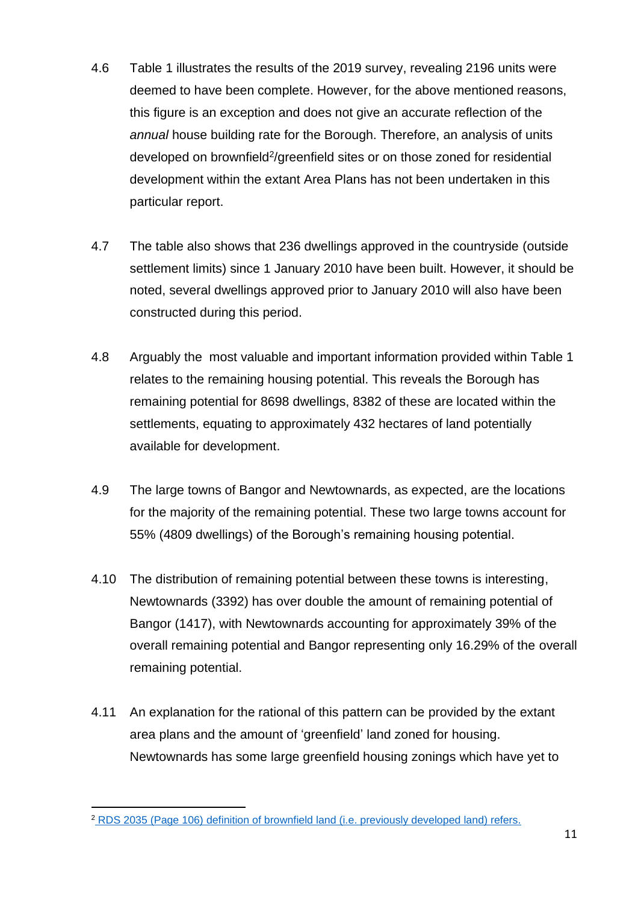4.6 Table 1 illustrates the results of the 2019 survey, revealing 2196 units were deemed to have been complete. However, for the above mentioned reasons, this figure is an exception and does not give an accurate reflection of the *annual* house building rate for the Borough. Therefore, an analysis of units developed on brownfield[2]/greenfield sites or on those zoned for residential development within the extant Area Plans has not been undertaken in this particular report.

4.7 The table also shows that 236 dwellings approved in the countryside (outside settlement limits) since 1 January 2010 have been built. However, it should be noted, several dwellings approved prior to January 2010 will also have been constructed during this period.

4.8 Arguably the most valuable and important information provided within Table 1 relates to the remaining housing potential. This reveals the Borough has remaining potential for 8698 dwellings, 8382 of these are located within the settlements, equating to approximately 432 hectares of land potentially available for development.

4.9 The large towns of Bangor and Newtownards, as expected, are the locations for the majority of the remaining potential. These two large towns account for 55% (4809 dwellings) of the Borough's remaining housing potential.

4.10 The distribution of remaining potential between these towns is interesting, Newtownards (3392) has over double the amount of remaining potential of Bangor (1417), with Newtownards accounting for approximately 39% of the overall remaining potential and Bangor representing only 16.29% of the overall remaining potential.

4.11 An explanation for the rational of this pattern can be provided by the extant area plans and the amount of 'greenfield' land zoned for housing. Newtownards has some large greenfield housing zonings which have yet to

---

[2] RDS 2035 (Page 106) definition of brownfield land (i.e. previously developed land) refers.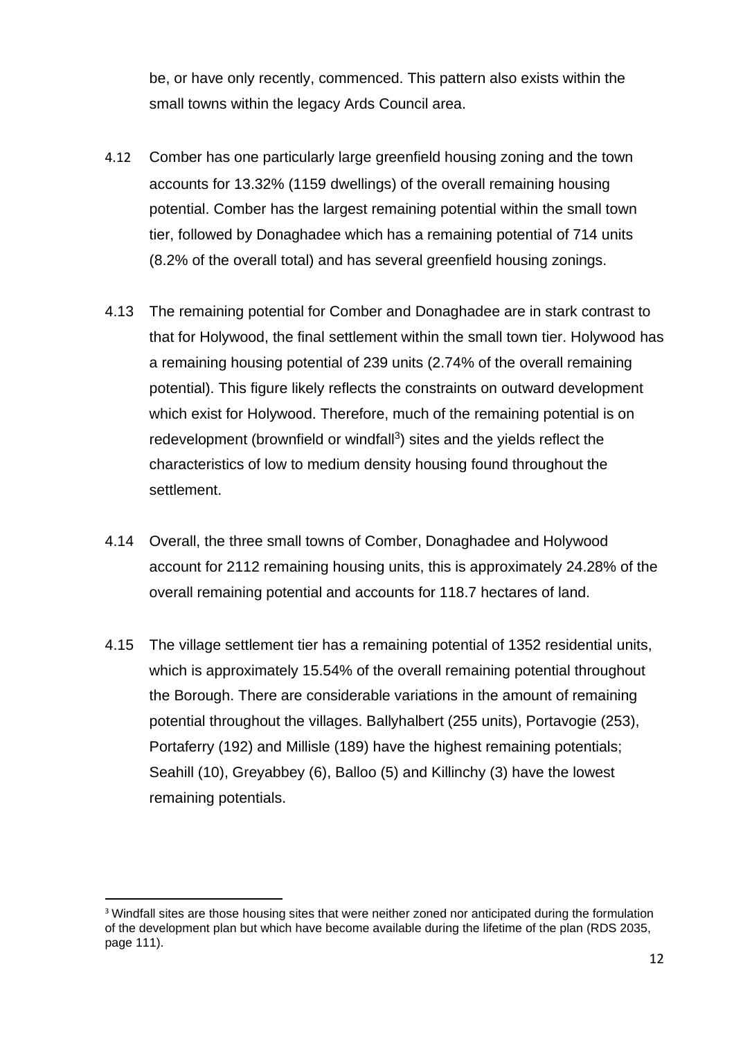be, or have only recently, commenced. This pattern also exists within the small towns within the legacy Ards Council area.

4.12 Comber has one particularly large greenfield housing zoning and the town accounts for 13.32% (1159 dwellings) of the overall remaining housing potential. Comber has the largest remaining potential within the small town tier, followed by Donaghadee which has a remaining potential of 714 units (8.2% of the overall total) and has several greenfield housing zonings.

4.13 The remaining potential for Comber and Donaghadee are in stark contrast to that for Holywood, the final settlement within the small town tier. Holywood has a remaining housing potential of 239 units (2.74% of the overall remaining potential). This figure likely reflects the constraints on outward development which exist for Holywood. Therefore, much of the remaining potential is on redevelopment (brownfield or windfall[3]) sites and the yields reflect the characteristics of low to medium density housing found throughout the settlement.

4.14 Overall, the three small towns of Comber, Donaghadee and Holywood account for 2112 remaining housing units, this is approximately 24.28% of the overall remaining potential and accounts for 118.7 hectares of land.

4.15 The village settlement tier has a remaining potential of 1352 residential units, which is approximately 15.54% of the overall remaining potential throughout the Borough. There are considerable variations in the amount of remaining potential throughout the villages. Ballyhalbert (255 units), Portavogie (253), Portaferry (192) and Millisle (189) have the highest remaining potentials; Seahill (10), Greyabbey (6), Balloo (5) and Killinchy (3) have the lowest remaining potentials.

[3] Windfall sites are those housing sites that were neither zoned nor anticipated during the formulation of the development plan but which have become available during the lifetime of the plan (RDS 2035, page 111).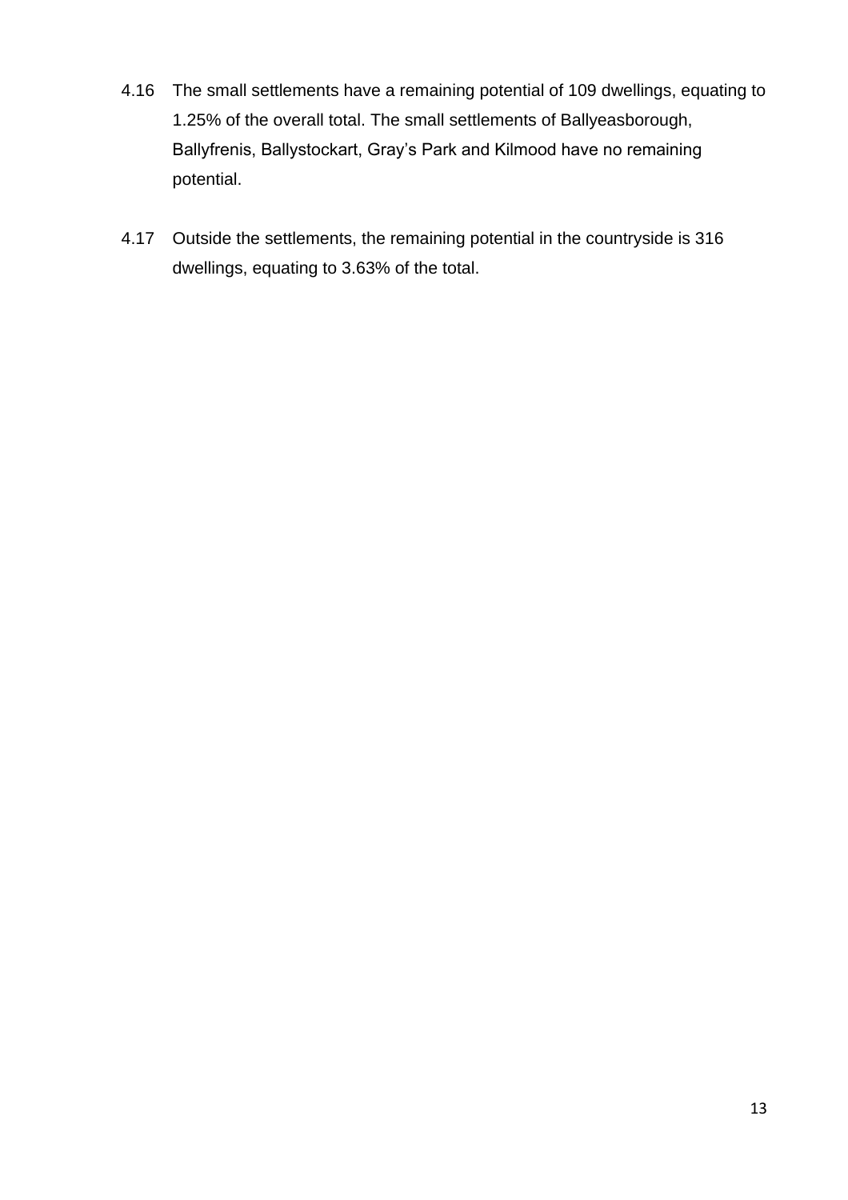4.16 The small settlements have a remaining potential of 109 dwellings, equating to 1.25% of the overall total. The small settlements of Ballyeasborough, Ballyfrenis, Ballystockart, Gray's Park and Kilmood have no remaining potential.

4.17 Outside the settlements, the remaining potential in the countryside is 316 dwellings, equating to 3.63% of the total.